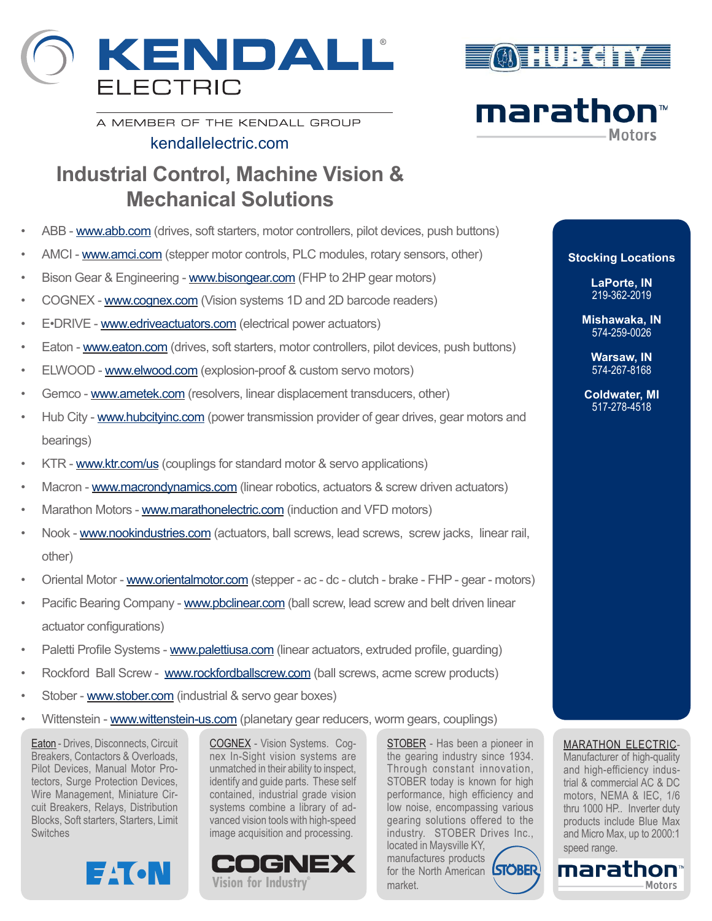# KENDALL ELECTRIC

A MEMBER OF THE KENDALL GROUP

kendallelectric.com

HUB CITY

marathon™ Motors

## Industrial Control, Machine Vision & Mechanical Solutions

- ABB - www.abb.com (drives, soft starters, motor controllers, pilot devices, push buttons)
- AMCI - www.amci.com (stepper motor controls, PLC modules, rotary sensors, other)
- Bison Gear & Engineering - www.bisongear.com (FHP to 2HP gear motors)
- COGNEX - www.cognex.com (Vision systems 1D and 2D barcode readers)
- E•DRIVE - www.edriveactuators.com (electrical power actuators)
- Eaton - www.eaton.com (drives, soft starters, motor controllers, pilot devices, push buttons)
- ELWOOD - www.elwood.com (explosion-proof & custom servo motors)
- Gemco - www.ametek.com (resolvers, linear displacement transducers, other)
- Hub City - www.hubcityinc.com (power transmission provider of gear drives, gear motors and bearings)
- KTR - www.ktr.com/us (couplings for standard motor & servo applications)
- Macron - www.macrondynamics.com (linear robotics, actuators & screw driven actuators)
- Marathon Motors - www.marathonelectric.com (induction and VFD motors)
- Nook - www.nookindustries.com (actuators, ball screws, lead screws, screw jacks, linear rail, other)
- Oriental Motor - www.orientalmotor.com (stepper - ac - dc - clutch - brake - FHP - gear - motors)
- Pacific Bearing Company - www.pbclinear.com (ball screw, lead screw and belt driven linear actuator configurations)
- Paletti Profile Systems - www.palettiusa.com (linear actuators, extruded profile, guarding)
- Rockford Ball Screw - www.rockfordballscrew.com (ball screws, acme screw products)
- Stober - www.stober.com (industrial & servo gear boxes)
- Wittenstein - www.wittenstein-us.com (planetary gear reducers, worm gears, couplings)

### Stocking Locations

**LaPorte, IN**
219-362-2019

**Mishawaka, IN**
574-259-0026

**Warsaw, IN**
574-267-8168

**Coldwater, MI**
517-278-4518

Eaton - Drives, Disconnects, Circuit Breakers, Contactors & Overloads, Pilot Devices, Manual Motor Protectors, Surge Protection Devices, Wire Management, Miniature Circuit Breakers, Relays, Distribution Blocks, Soft starters, Starters, Limit Switches

EATON

COGNEX - Vision Systems. Cognex In-Sight vision systems are unmatched in their ability to inspect, identify and guide parts. These self contained, industrial grade vision systems combine a library of advanced vision tools with high-speed image acquisition and processing.

COGNEX Vision for Industry®

STOBER - Has been a pioneer in the gearing industry since 1934. Through constant innovation, STOBER today is known for high performance, high efficiency and low noise, encompassing various gearing solutions offered to the industry. STOBER Drives Inc., located in Maysville KY, manufactures products for the North American market.

STÖBER

MARATHON ELECTRIC- Manufacturer of high-quality and high-efficiency industrial & commercial AC & DC motors, NEMA & IEC, 1/6 thru 1000 HP.. Inverter duty products include Blue Max and Micro Max, up to 2000:1 speed range.

marathon™ Motors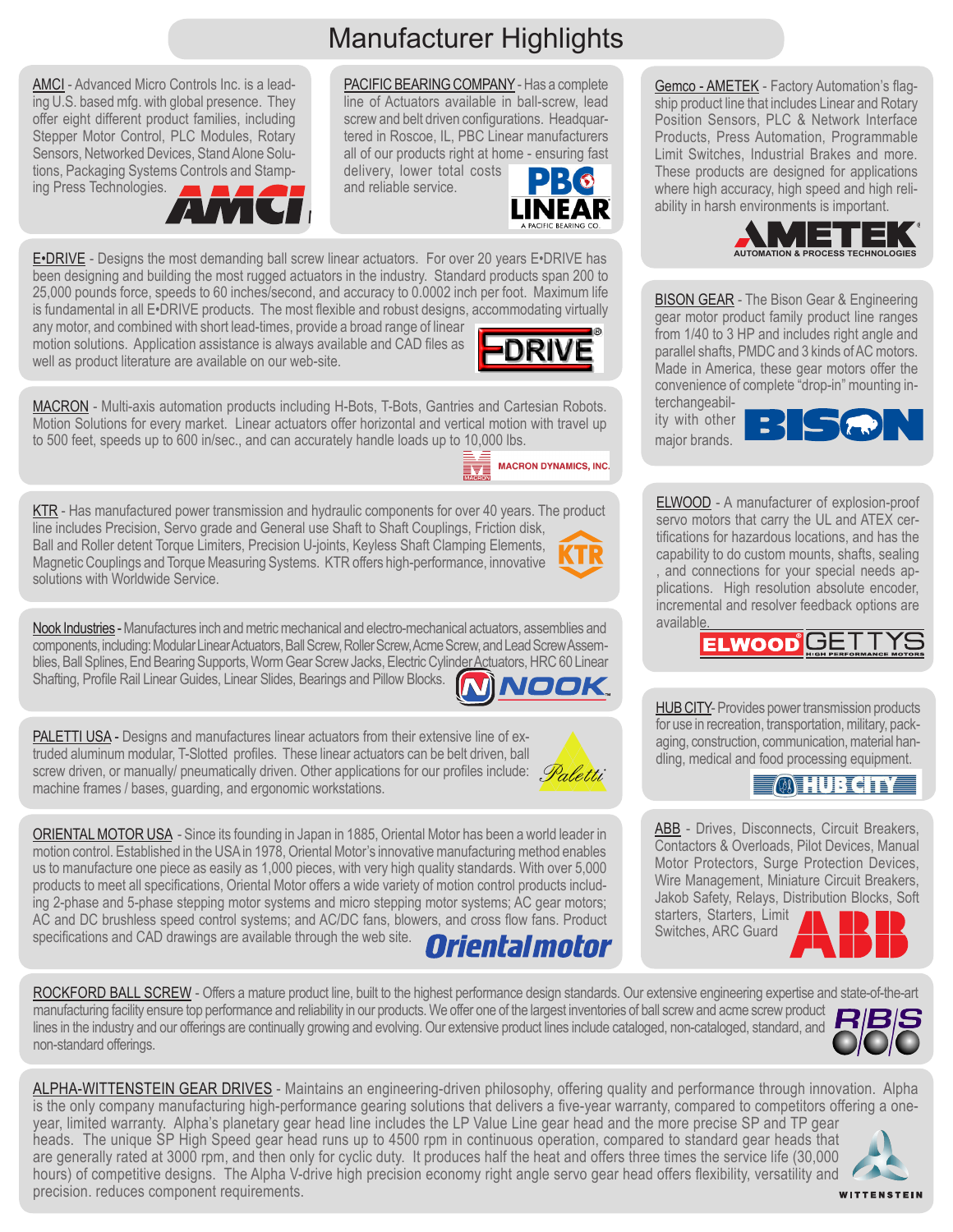# Manufacturer Highlights

AMCI - Advanced Micro Controls Inc. is a leading U.S. based mfg. with global presence. They offer eight different product families, including Stepper Motor Control, PLC Modules, Rotary Sensors, Networked Devices, Stand Alone Solutions, Packaging Systems Controls and Stamping Press Technologies.

PACIFIC BEARING COMPANY - Has a complete line of Actuators available in ball-screw, lead screw and belt driven configurations. Headquartered in Roscoe, IL, PBC Linear manufacturers all of our products right at home - ensuring fast delivery, lower total costs and reliable service.

E•DRIVE - Designs the most demanding ball screw linear actuators. For over 20 years E•DRIVE has been designing and building the most rugged actuators in the industry. Standard products span 200 to 25,000 pounds force, speeds to 60 inches/second, and accuracy to 0.0002 inch per foot. Maximum life is fundamental in all E•DRIVE products. The most flexible and robust designs, accommodating virtually any motor, and combined with short lead-times, provide a broad range of linear motion solutions. Application assistance is always available and CAD files as well as product literature are available on our web-site.

MACRON - Multi-axis automation products including H-Bots, T-Bots, Gantries and Cartesian Robots. Motion Solutions for every market. Linear actuators offer horizontal and vertical motion with travel up to 500 feet, speeds up to 600 in/sec., and can accurately handle loads up to 10,000 lbs.

KTR - Has manufactured power transmission and hydraulic components for over 40 years. The product line includes Precision, Servo grade and General use Shaft to Shaft Couplings, Friction disk, Ball and Roller detent Torque Limiters, Precision U-joints, Keyless Shaft Clamping Elements, Magnetic Couplings and Torque Measuring Systems. KTR offers high-performance, innovative solutions with Worldwide Service.

Nook Industries - Manufactures inch and metric mechanical and electro-mechanical actuators, assemblies and components, including: Modular Linear Actuators, Ball Screw, Roller Screw, Acme Screw, and Lead Screw Assemblies, Ball Splines, End Bearing Supports, Worm Gear Screw Jacks, Electric Cylinder Actuators, HRC 60 Linear Shafting, Profile Rail Linear Guides, Linear Slides, Bearings and Pillow Blocks.

PALETTI USA - Designs and manufactures linear actuators from their extensive line of extruded aluminum modular, T-Slotted profiles. These linear actuators can be belt driven, ball screw driven, or manually/ pneumatically driven. Other applications for our profiles include: machine frames / bases, guarding, and ergonomic workstations.

ORIENTAL MOTOR USA - Since its founding in Japan in 1885, Oriental Motor has been a world leader in motion control. Established in the USA in 1978, Oriental Motor's innovative manufacturing method enables us to manufacture one piece as easily as 1,000 pieces, with very high quality standards. With over 5,000 products to meet all specifications, Oriental Motor offers a wide variety of motion control products including 2-phase and 5-phase stepping motor systems and micro stepping motor systems; AC gear motors; AC and DC brushless speed control systems; and AC/DC fans, blowers, and cross flow fans. Product specifications and CAD drawings are available through the web site.

Gemco - AMETEK - Factory Automation's flagship product line that includes Linear and Rotary Position Sensors, PLC & Network Interface Products, Press Automation, Programmable Limit Switches, Industrial Brakes and more. These products are designed for applications where high accuracy, high speed and high reliability in harsh environments is important.

BISON GEAR - The Bison Gear & Engineering gear motor product family product line ranges from 1/40 to 3 HP and includes right angle and parallel shafts, PMDC and 3 kinds of AC motors. Made in America, these gear motors offer the convenience of complete "drop-in" mounting interchangeability with other major brands.

ELWOOD - A manufacturer of explosion-proof servo motors that carry the UL and ATEX certifications for hazardous locations, and has the capability to do custom mounts, shafts, sealing, and connections for your special needs applications. High resolution absolute encoder, incremental and resolver feedback options are available.

HUB CITY - Provides power transmission products for use in recreation, transportation, military, packaging, construction, communication, material handling, medical and food processing equipment.

ABB - Drives, Disconnects, Circuit Breakers, Contactors & Overloads, Pilot Devices, Manual Motor Protectors, Surge Protection Devices, Wire Management, Miniature Circuit Breakers, Jakob Safety, Relays, Distribution Blocks, Soft starters, Starters, Limit Switches, ARC Guard

ROCKFORD BALL SCREW - Offers a mature product line, built to the highest performance design standards. Our extensive engineering expertise and state-of-the-art manufacturing facility ensure top performance and reliability in our products. We offer one of the largest inventories of ball screw and acme screw product lines in the industry and our offerings are continually growing and evolving. Our extensive product lines include cataloged, non-cataloged, standard, and non-standard offerings.

ALPHA-WITTENSTEIN GEAR DRIVES - Maintains an engineering-driven philosophy, offering quality and performance through innovation. Alpha is the only company manufacturing high-performance gearing solutions that delivers a five-year warranty, compared to competitors offering a one-year, limited warranty. Alpha's planetary gear head line includes the LP Value Line gear head and the more precise SP and TP gear heads. The unique SP High Speed gear head runs up to 4500 rpm in continuous operation, compared to standard gear heads that are generally rated at 3000 rpm, and then only for cyclic duty. It produces half the heat and offers three times the service life (30,000 hours) of competitive designs. The Alpha V-drive high precision economy right angle servo gear head offers flexibility, versatility and precision. reduces component requirements.